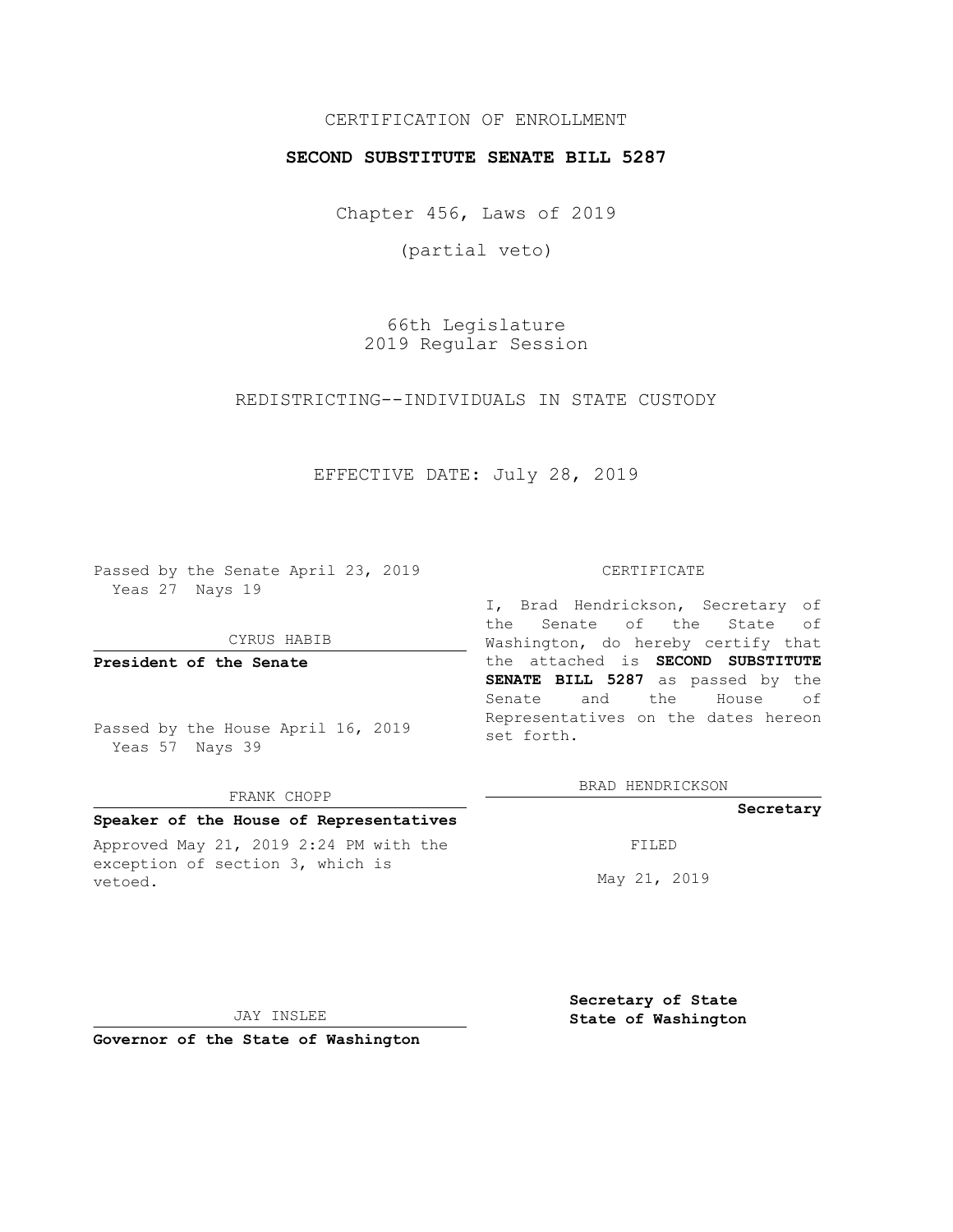CERTIFICATION OF ENROLLMENT

**SECOND SUBSTITUTE SENATE BILL 5287**

Chapter 456, Laws of 2019

(partial veto)

66th Legislature
2019 Regular Session

REDISTRICTING--INDIVIDUALS IN STATE CUSTODY

EFFECTIVE DATE: July 28, 2019

Passed by the Senate April 23, 2019
Yeas 27 Nays 19

CYRUS HABIB

**President of the Senate**

Passed by the House April 16, 2019
Yeas 57 Nays 39

FRANK CHOPP

**Speaker of the House of Representatives**

Approved May 21, 2019 2:24 PM with the exception of section 3, which is vetoed.

JAY INSLEE

**Governor of the State of Washington**

CERTIFICATE

I, Brad Hendrickson, Secretary of the Senate of the State of Washington, do hereby certify that the attached is **SECOND SUBSTITUTE SENATE BILL 5287** as passed by the Senate and the House of Representatives on the dates hereon set forth.

BRAD HENDRICKSON

**Secretary**

FILED

May 21, 2019

**Secretary of State**
**State of Washington**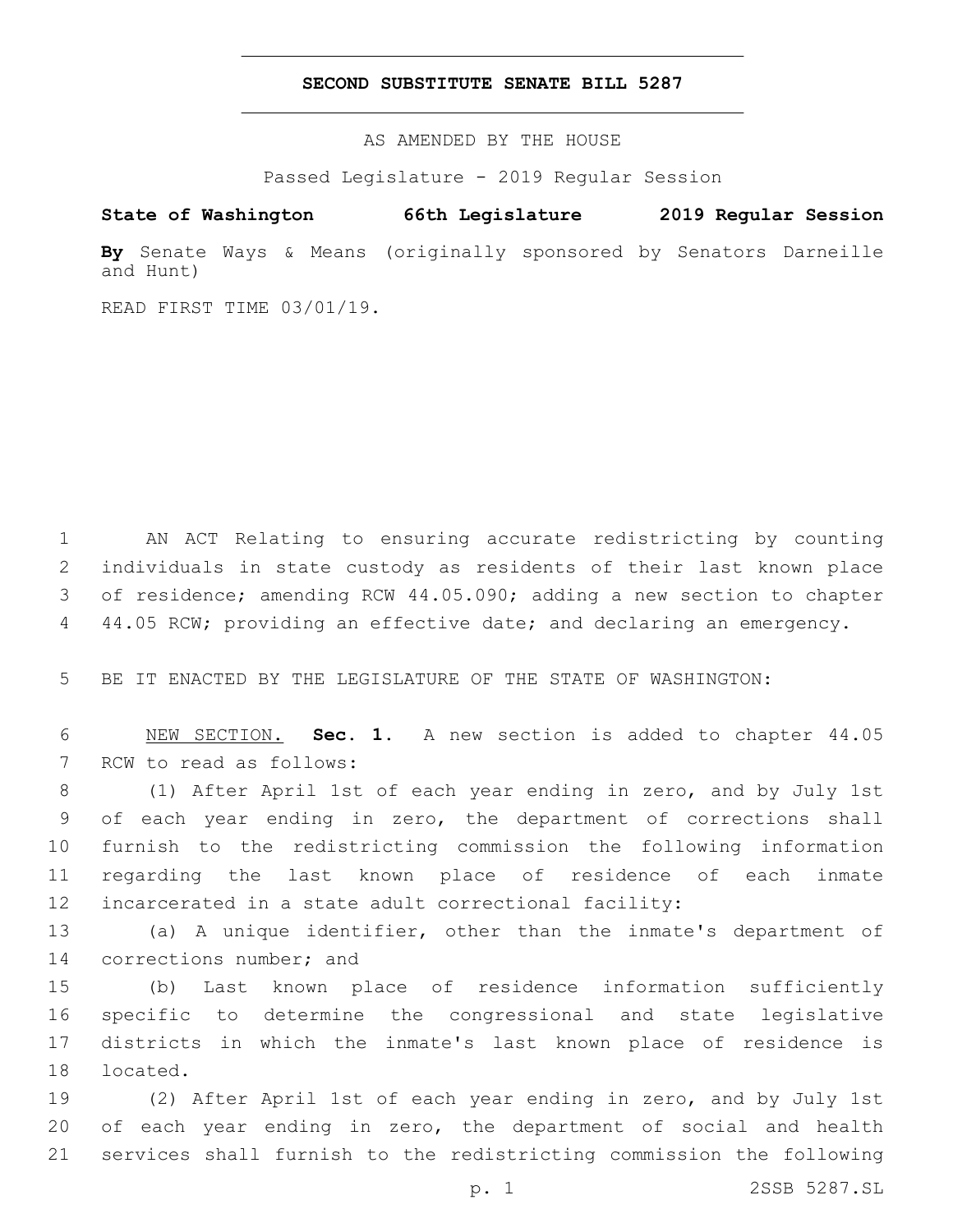# SECOND SUBSTITUTE SENATE BILL 5287

AS AMENDED BY THE HOUSE

Passed Legislature - 2019 Regular Session

**State of Washington 66th Legislature 2019 Regular Session**

**By** Senate Ways & Means (originally sponsored by Senators Darneille and Hunt)

READ FIRST TIME 03/01/19.

AN ACT Relating to ensuring accurate redistricting by counting individuals in state custody as residents of their last known place of residence; amending RCW 44.05.090; adding a new section to chapter 44.05 RCW; providing an effective date; and declaring an emergency.

BE IT ENACTED BY THE LEGISLATURE OF THE STATE OF WASHINGTON:

NEW SECTION. **Sec. 1.** A new section is added to chapter 44.05 RCW to read as follows:

(1) After April 1st of each year ending in zero, and by July 1st of each year ending in zero, the department of corrections shall furnish to the redistricting commission the following information regarding the last known place of residence of each inmate incarcerated in a state adult correctional facility:

(a) A unique identifier, other than the inmate's department of corrections number; and

(b) Last known place of residence information sufficiently specific to determine the congressional and state legislative districts in which the inmate's last known place of residence is located.

(2) After April 1st of each year ending in zero, and by July 1st of each year ending in zero, the department of social and health services shall furnish to the redistricting commission the following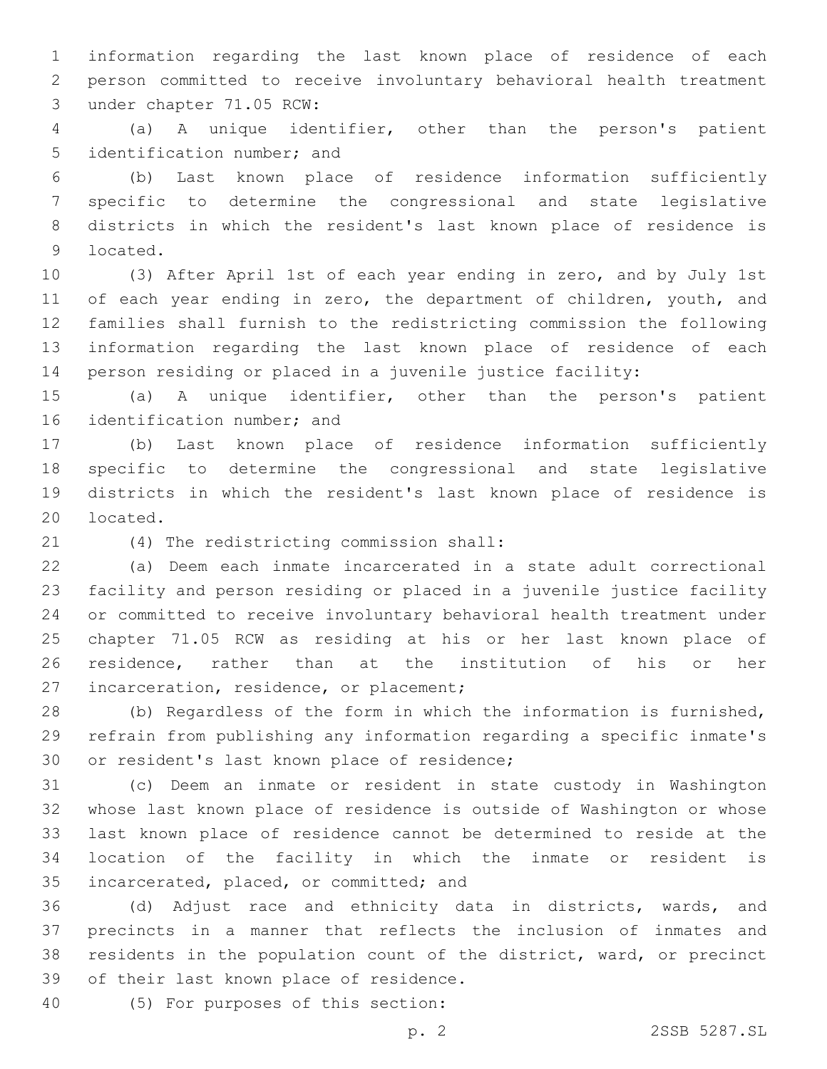information regarding the last known place of residence of each person committed to receive involuntary behavioral health treatment under chapter 71.05 RCW:

(a) A unique identifier, other than the person's patient identification number; and

(b) Last known place of residence information sufficiently specific to determine the congressional and state legislative districts in which the resident's last known place of residence is located.

(3) After April 1st of each year ending in zero, and by July 1st of each year ending in zero, the department of children, youth, and families shall furnish to the redistricting commission the following information regarding the last known place of residence of each person residing or placed in a juvenile justice facility:

(a) A unique identifier, other than the person's patient identification number; and

(b) Last known place of residence information sufficiently specific to determine the congressional and state legislative districts in which the resident's last known place of residence is located.

(4) The redistricting commission shall:

(a) Deem each inmate incarcerated in a state adult correctional facility and person residing or placed in a juvenile justice facility or committed to receive involuntary behavioral health treatment under chapter 71.05 RCW as residing at his or her last known place of residence, rather than at the institution of his or her incarceration, residence, or placement;

(b) Regardless of the form in which the information is furnished, refrain from publishing any information regarding a specific inmate's or resident's last known place of residence;

(c) Deem an inmate or resident in state custody in Washington whose last known place of residence is outside of Washington or whose last known place of residence cannot be determined to reside at the location of the facility in which the inmate or resident is incarcerated, placed, or committed; and

(d) Adjust race and ethnicity data in districts, wards, and precincts in a manner that reflects the inclusion of inmates and residents in the population count of the district, ward, or precinct of their last known place of residence.

(5) For purposes of this section: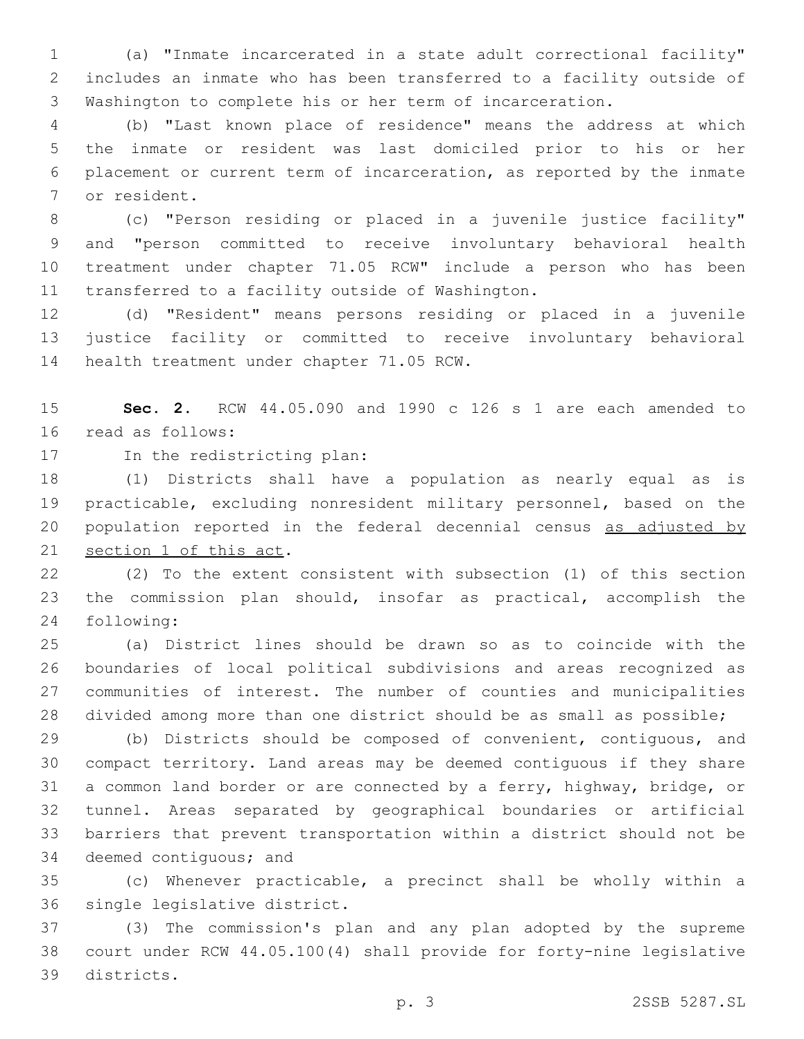(a) "Inmate incarcerated in a state adult correctional facility" includes an inmate who has been transferred to a facility outside of Washington to complete his or her term of incarceration.

(b) "Last known place of residence" means the address at which the inmate or resident was last domiciled prior to his or her placement or current term of incarceration, as reported by the inmate or resident.

(c) "Person residing or placed in a juvenile justice facility" and "person committed to receive involuntary behavioral health treatment under chapter 71.05 RCW" include a person who has been transferred to a facility outside of Washington.

(d) "Resident" means persons residing or placed in a juvenile justice facility or committed to receive involuntary behavioral health treatment under chapter 71.05 RCW.

**Sec. 2.** RCW 44.05.090 and 1990 c 126 s 1 are each amended to read as follows:

In the redistricting plan:

(1) Districts shall have a population as nearly equal as is practicable, excluding nonresident military personnel, based on the population reported in the federal decennial census <u>as adjusted by section 1 of this act</u>.

(2) To the extent consistent with subsection (1) of this section the commission plan should, insofar as practical, accomplish the following:

(a) District lines should be drawn so as to coincide with the boundaries of local political subdivisions and areas recognized as communities of interest. The number of counties and municipalities divided among more than one district should be as small as possible;

(b) Districts should be composed of convenient, contiguous, and compact territory. Land areas may be deemed contiguous if they share a common land border or are connected by a ferry, highway, bridge, or tunnel. Areas separated by geographical boundaries or artificial barriers that prevent transportation within a district should not be deemed contiguous; and

(c) Whenever practicable, a precinct shall be wholly within a single legislative district.

(3) The commission's plan and any plan adopted by the supreme court under RCW 44.05.100(4) shall provide for forty-nine legislative districts.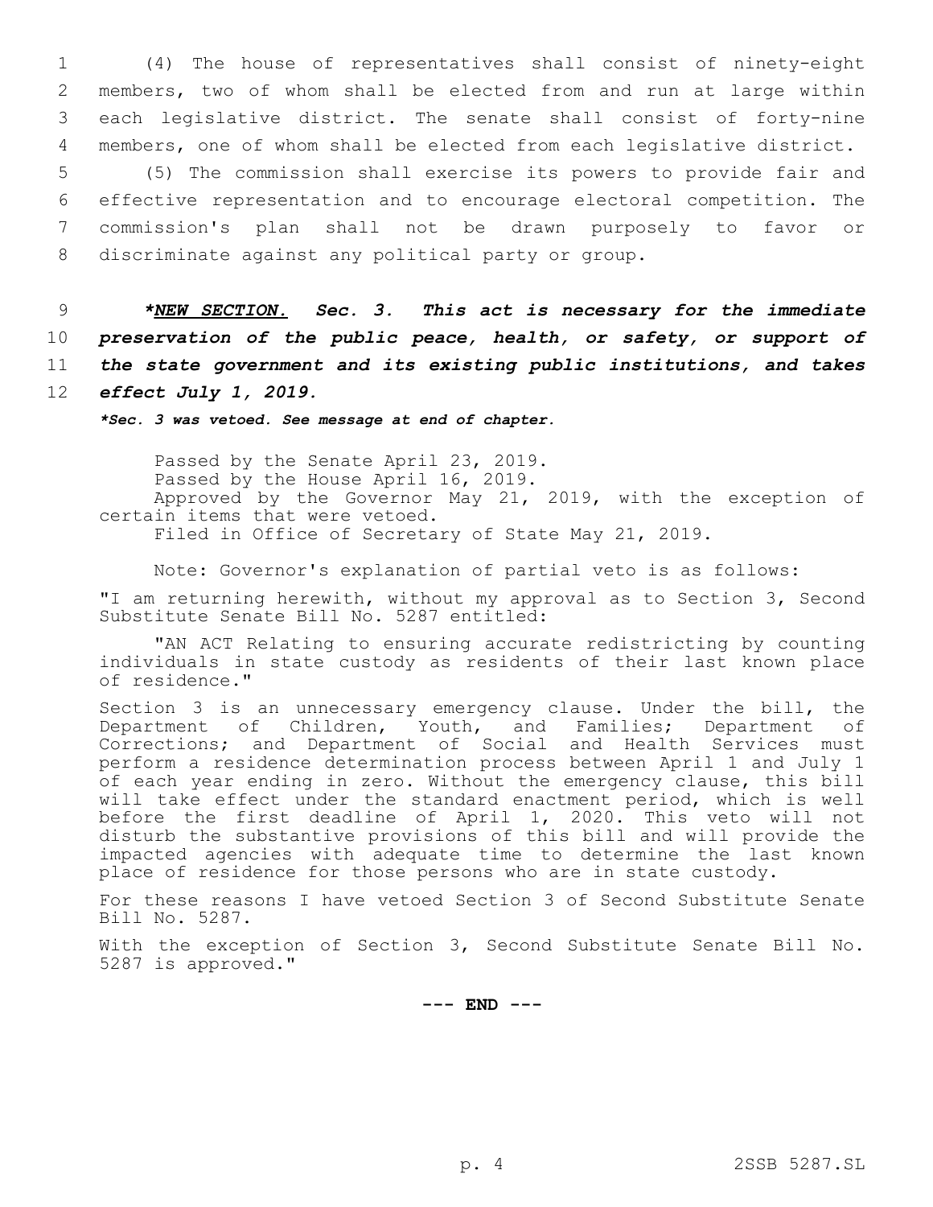(4) The house of representatives shall consist of ninety-eight members, two of whom shall be elected from and run at large within each legislative district. The senate shall consist of forty-nine members, one of whom shall be elected from each legislative district.

(5) The commission shall exercise its powers to provide fair and effective representation and to encourage electoral competition. The commission's plan shall not be drawn purposely to favor or discriminate against any political party or group.

***NEW SECTION. Sec. 3. This act is necessary for the immediate preservation of the public peace, health, or safety, or support of the state government and its existing public institutions, and takes effect July 1, 2019.***

***Sec. 3 was vetoed. See message at end of chapter.***

Passed by the Senate April 23, 2019.
Passed by the House April 16, 2019.
Approved by the Governor May 21, 2019, with the exception of certain items that were vetoed.
Filed in Office of Secretary of State May 21, 2019.

Note: Governor's explanation of partial veto is as follows:

"I am returning herewith, without my approval as to Section 3, Second Substitute Senate Bill No. 5287 entitled:

"AN ACT Relating to ensuring accurate redistricting by counting individuals in state custody as residents of their last known place of residence."

Section 3 is an unnecessary emergency clause. Under the bill, the Department of Children, Youth, and Families; Department of Corrections; and Department of Social and Health Services must perform a residence determination process between April 1 and July 1 of each year ending in zero. Without the emergency clause, this bill will take effect under the standard enactment period, which is well before the first deadline of April 1, 2020. This veto will not disturb the substantive provisions of this bill and will provide the impacted agencies with adequate time to determine the last known place of residence for those persons who are in state custody.

For these reasons I have vetoed Section 3 of Second Substitute Senate Bill No. 5287.

With the exception of Section 3, Second Substitute Senate Bill No. 5287 is approved."

**--- END ---**